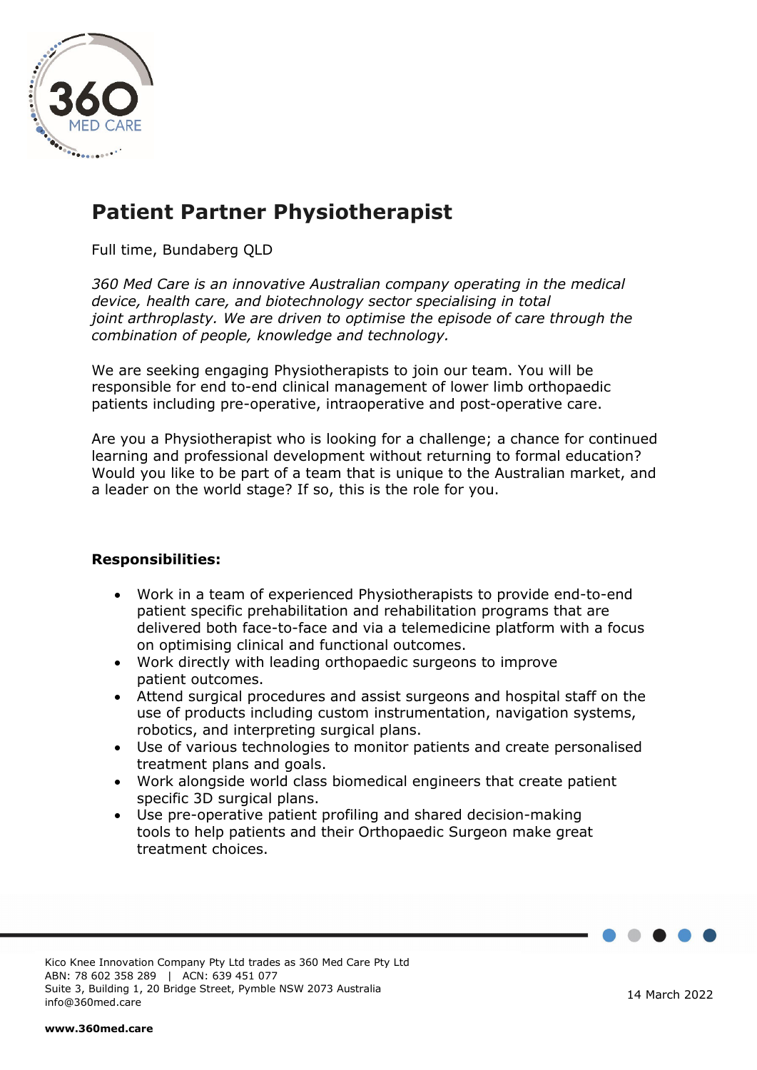# Patient Partner Physiotherapist

Full time, Bundaberg QLD

*360 Med Care is an innovative Australian company operating in the medical device, health care, and biotechnology sector specialising in total joint arthroplasty. We are driven to optimise the episode of care through the combination of people, knowledge and technology.*

We are seeking engaging Physiotherapists to join our team. You will be responsible for end to-end clinical management of lower limb orthopaedic patients including pre-operative, intraoperative and post-operative care.

Are you a Physiotherapist who is looking for a challenge; a chance for continued learning and professional development without returning to formal education? Would you like to be part of a team that is unique to the Australian market, and a leader on the world stage? If so, this is the role for you.

**Responsibilities:**

- Work in a team of experienced Physiotherapists to provide end-to-end patient specific prehabilitation and rehabilitation programs that are delivered both face-to-face and via a telemedicine platform with a focus on optimising clinical and functional outcomes.
- Work directly with leading orthopaedic surgeons to improve patient outcomes.
- Attend surgical procedures and assist surgeons and hospital staff on the use of products including custom instrumentation, navigation systems, robotics, and interpreting surgical plans.
- Use of various technologies to monitor patients and create personalised treatment plans and goals.
- Work alongside world class biomedical engineers that create patient specific 3D surgical plans.
- Use pre-operative patient profiling and shared decision-making tools to help patients and their Orthopaedic Surgeon make great treatment choices.

Kico Knee Innovation Company Pty Ltd trades as 360 Med Care Pty Ltd
ABN: 78 602 358 289 | ACN: 639 451 077
Suite 3, Building 1, 20 Bridge Street, Pymble NSW 2073 Australia
info@360med.care

14 March 2022

**www.360med.care**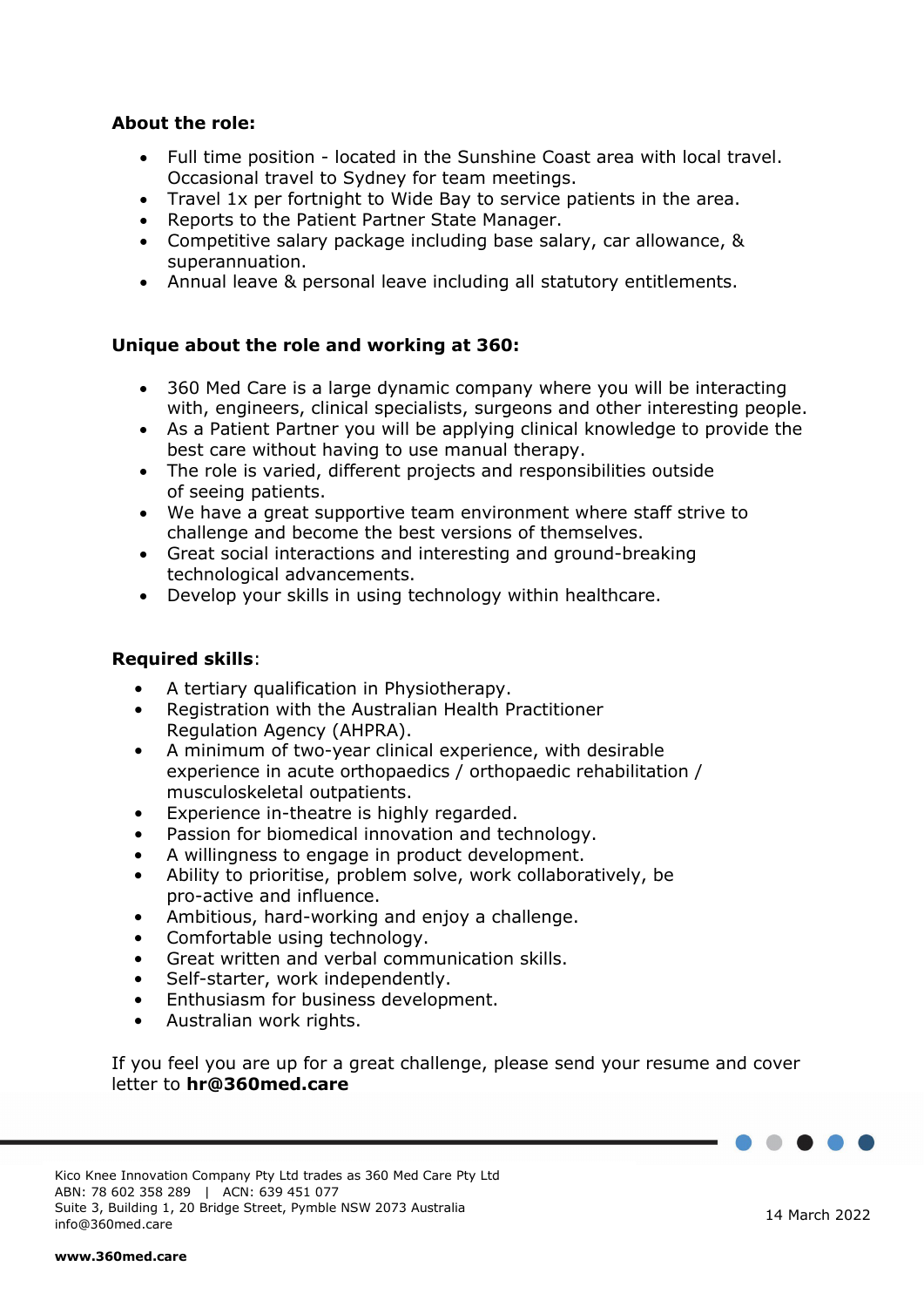**About the role:**

- Full time position - located in the Sunshine Coast area with local travel. Occasional travel to Sydney for team meetings.
- Travel 1x per fortnight to Wide Bay to service patients in the area.
- Reports to the Patient Partner State Manager.
- Competitive salary package including base salary, car allowance, & superannuation.
- Annual leave & personal leave including all statutory entitlements.

**Unique about the role and working at 360:**

- 360 Med Care is a large dynamic company where you will be interacting with, engineers, clinical specialists, surgeons and other interesting people.
- As a Patient Partner you will be applying clinical knowledge to provide the best care without having to use manual therapy.
- The role is varied, different projects and responsibilities outside of seeing patients.
- We have a great supportive team environment where staff strive to challenge and become the best versions of themselves.
- Great social interactions and interesting and ground-breaking technological advancements.
- Develop your skills in using technology within healthcare.

**Required skills**:

- A tertiary qualification in Physiotherapy.
- Registration with the Australian Health Practitioner Regulation Agency (AHPRA).
- A minimum of two-year clinical experience, with desirable experience in acute orthopaedics / orthopaedic rehabilitation / musculoskeletal outpatients.
- Experience in-theatre is highly regarded.
- Passion for biomedical innovation and technology.
- A willingness to engage in product development.
- Ability to prioritise, problem solve, work collaboratively, be pro-active and influence.
- Ambitious, hard-working and enjoy a challenge.
- Comfortable using technology.
- Great written and verbal communication skills.
- Self-starter, work independently.
- Enthusiasm for business development.
- Australian work rights.

If you feel you are up for a great challenge, please send your resume and cover letter to **hr@360med.care**